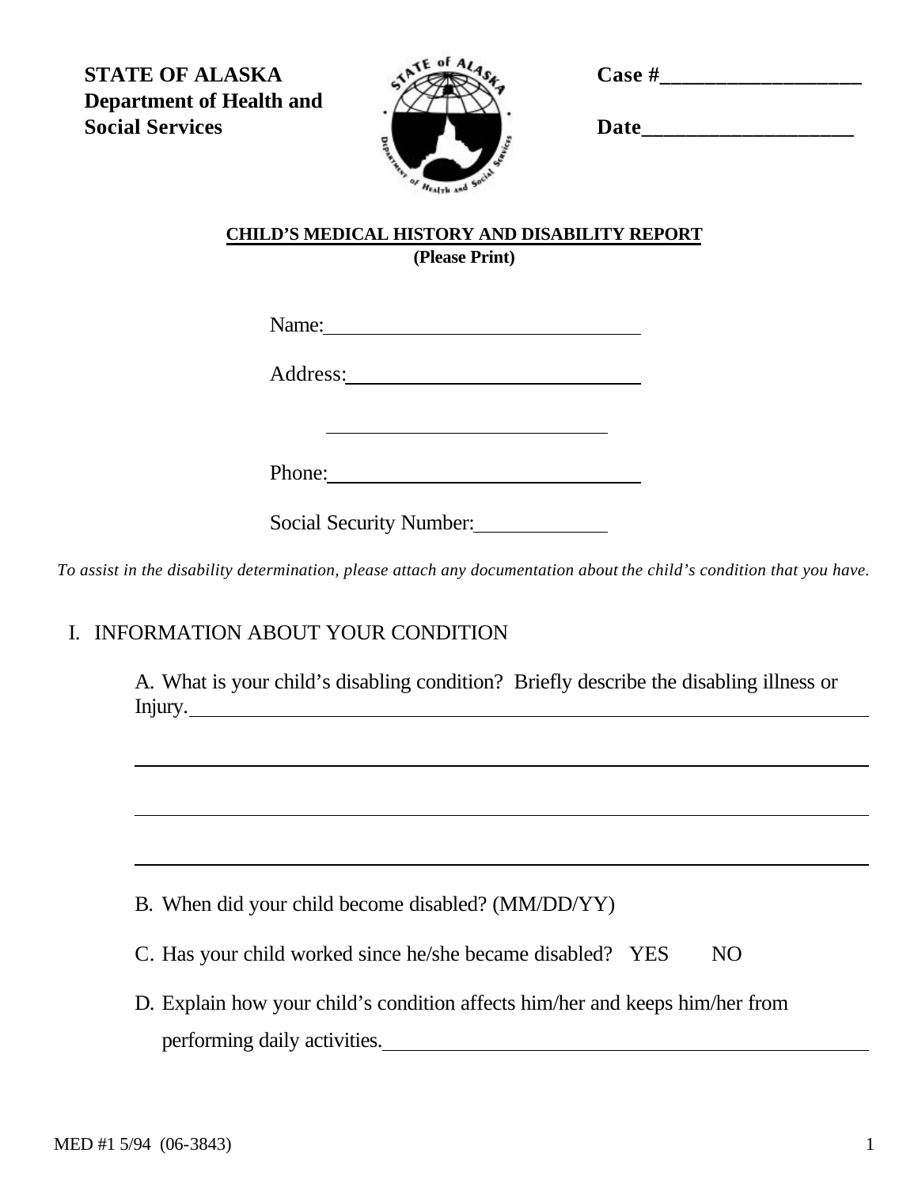**STATE OF ALASKA**
**Department of Health and Social Services**

**Case #\_\_\_\_\_\_\_\_\_\_\_\_\_\_\_\_\_\_\_**

**Date\_\_\_\_\_\_\_\_\_\_\_\_\_\_\_\_\_\_\_\_**

**CHILD'S MEDICAL HISTORY AND DISABILITY REPORT**
**(Please Print)**

Name:\_\_\_\_\_\_\_\_\_\_\_\_\_\_\_\_\_\_\_\_\_\_\_\_\_\_\_\_\_\_

Address:\_\_\_\_\_\_\_\_\_\_\_\_\_\_\_\_\_\_\_\_\_\_\_\_\_\_\_\_

\_\_\_\_\_\_\_\_\_\_\_\_\_\_\_\_\_\_\_\_\_\_\_\_\_\_\_\_\_\_

Phone:\_\_\_\_\_\_\_\_\_\_\_\_\_\_\_\_\_\_\_\_\_\_\_\_\_\_\_\_\_\_

Social Security Number:\_\_\_\_\_\_\_\_\_\_\_\_

*To assist in the disability determination, please attach any documentation about the child's condition that you have.*

## I. INFORMATION ABOUT YOUR CONDITION

A. What is your child's disabling condition? Briefly describe the disabling illness or Injury.\_\_\_\_\_\_\_\_\_\_\_\_\_\_\_\_\_\_\_\_\_\_\_\_\_\_\_\_\_\_\_\_\_\_\_\_\_\_\_\_

\_\_\_\_\_\_\_\_\_\_\_\_\_\_\_\_\_\_\_\_\_\_\_\_\_\_\_\_\_\_\_\_\_\_\_\_\_\_\_\_\_\_\_\_\_\_\_\_\_\_\_\_\_\_\_\_

\_\_\_\_\_\_\_\_\_\_\_\_\_\_\_\_\_\_\_\_\_\_\_\_\_\_\_\_\_\_\_\_\_\_\_\_\_\_\_\_\_\_\_\_\_\_\_\_\_\_\_\_\_\_\_\_

\_\_\_\_\_\_\_\_\_\_\_\_\_\_\_\_\_\_\_\_\_\_\_\_\_\_\_\_\_\_\_\_\_\_\_\_\_\_\_\_\_\_\_\_\_\_\_\_\_\_\_\_\_\_\_\_

B. When did your child become disabled? (MM/DD/YY)

C. Has your child worked since he/she became disabled? YES NO

D. Explain how your child's condition affects him/her and keeps him/her from performing daily activities.\_\_\_\_\_\_\_\_\_\_\_\_\_\_\_\_\_\_\_\_\_\_\_\_\_\_\_\_\_\_\_\_\_\_\_\_\_\_\_\_

MED #1 5/94 (06-3843)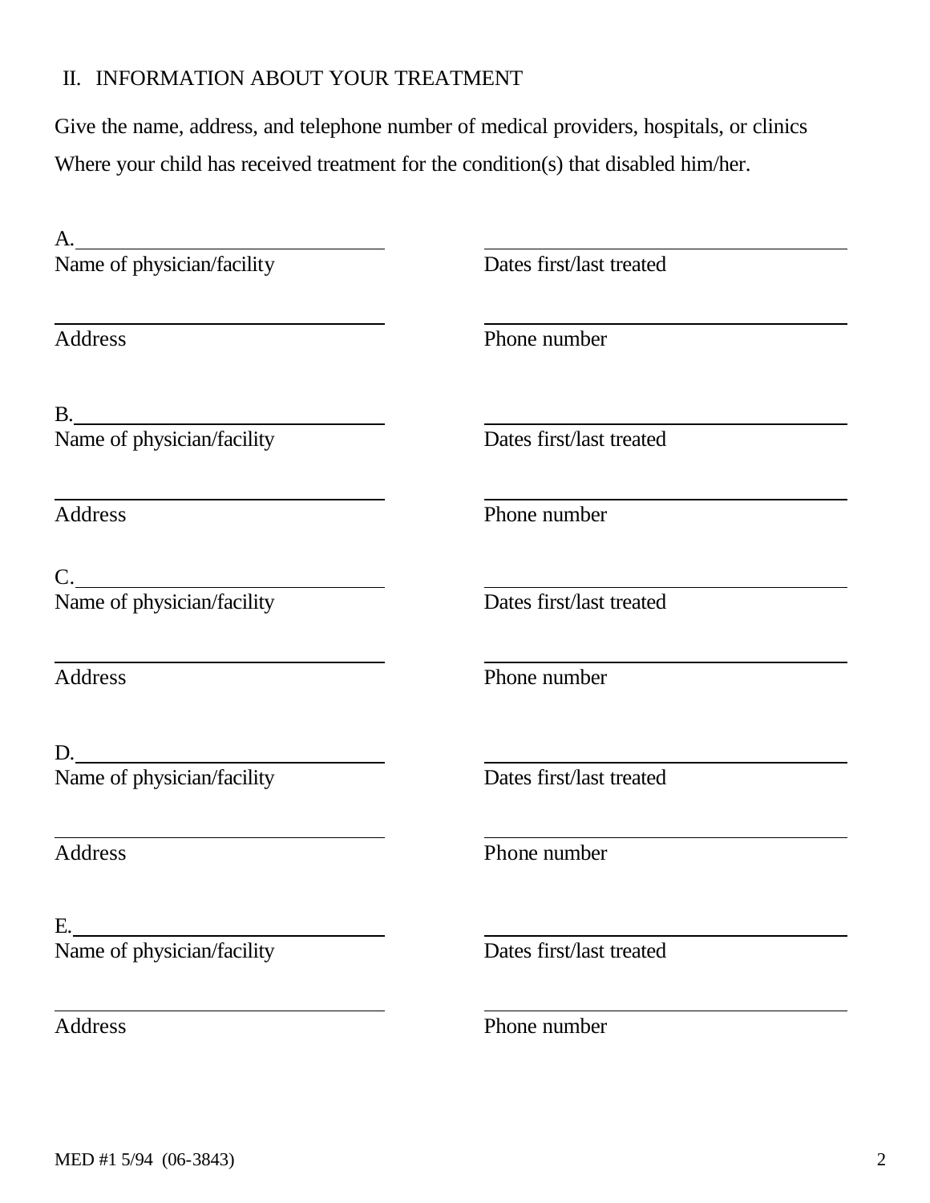## II. INFORMATION ABOUT YOUR TREATMENT

Give the name, address, and telephone number of medical providers, hospitals, or clinics Where your child has received treatment for the condition(s) that disabled him/her.

A. ______________________________ &nbsp;&nbsp;&nbsp;&nbsp; ______________________________
Name of physician/facility &nbsp;&nbsp;&nbsp;&nbsp; Dates first/last treated

______________________________ &nbsp;&nbsp;&nbsp;&nbsp; ______________________________
Address &nbsp;&nbsp;&nbsp;&nbsp; Phone number

B. ______________________________ &nbsp;&nbsp;&nbsp;&nbsp; ______________________________
Name of physician/facility &nbsp;&nbsp;&nbsp;&nbsp; Dates first/last treated

______________________________ &nbsp;&nbsp;&nbsp;&nbsp; ______________________________
Address &nbsp;&nbsp;&nbsp;&nbsp; Phone number

C. ______________________________ &nbsp;&nbsp;&nbsp;&nbsp; ______________________________
Name of physician/facility &nbsp;&nbsp;&nbsp;&nbsp; Dates first/last treated

______________________________ &nbsp;&nbsp;&nbsp;&nbsp; ______________________________
Address &nbsp;&nbsp;&nbsp;&nbsp; Phone number

D. ______________________________ &nbsp;&nbsp;&nbsp;&nbsp; ______________________________
Name of physician/facility &nbsp;&nbsp;&nbsp;&nbsp; Dates first/last treated

______________________________ &nbsp;&nbsp;&nbsp;&nbsp; ______________________________
Address &nbsp;&nbsp;&nbsp;&nbsp; Phone number

E. ______________________________ &nbsp;&nbsp;&nbsp;&nbsp; ______________________________
Name of physician/facility &nbsp;&nbsp;&nbsp;&nbsp; Dates first/last treated

______________________________ &nbsp;&nbsp;&nbsp;&nbsp; ______________________________
Address &nbsp;&nbsp;&nbsp;&nbsp; Phone number

MED #1 5/94 (06-3843)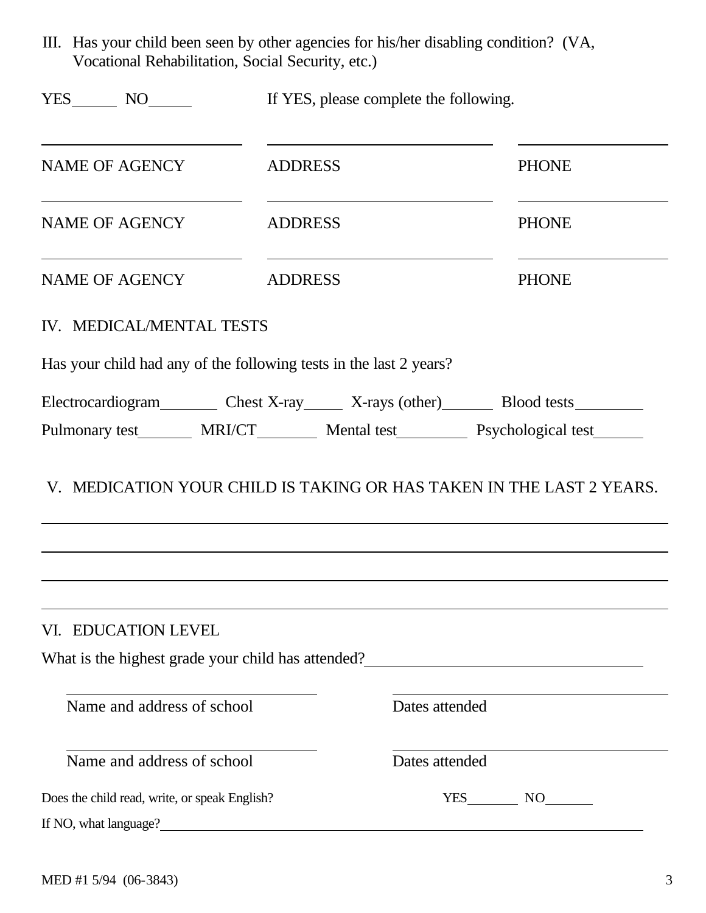III. Has your child been seen by other agencies for his/her disabling condition? (VA, Vocational Rehabilitation, Social Security, etc.)

YES______ NO______ If YES, please complete the following.

| NAME OF AGENCY | ADDRESS | PHONE |
|---|---|---|
| NAME OF AGENCY | ADDRESS | PHONE |
| NAME OF AGENCY | ADDRESS | PHONE |

## IV. MEDICAL/MENTAL TESTS

Has your child had any of the following tests in the last 2 years?

Electrocardiogram________ Chest X-ray_____ X-rays (other)_______ Blood tests_________

Pulmonary test_______ MRI/CT________ Mental test_________ Psychological test______

## V. MEDICATION YOUR CHILD IS TAKING OR HAS TAKEN IN THE LAST 2 YEARS.

______________________________________________________________________________

______________________________________________________________________________

______________________________________________________________________________

______________________________________________________________________________

## VI. EDUCATION LEVEL

What is the highest grade your child has attended?___________________________________

| Name and address of school | Dates attended |
|---|---|
| Name and address of school | Dates attended |

Does the child read, write, or speak English? YES________ NO_______

If NO, what language?_______________________________________________________________

MED #1 5/94 (06-3843)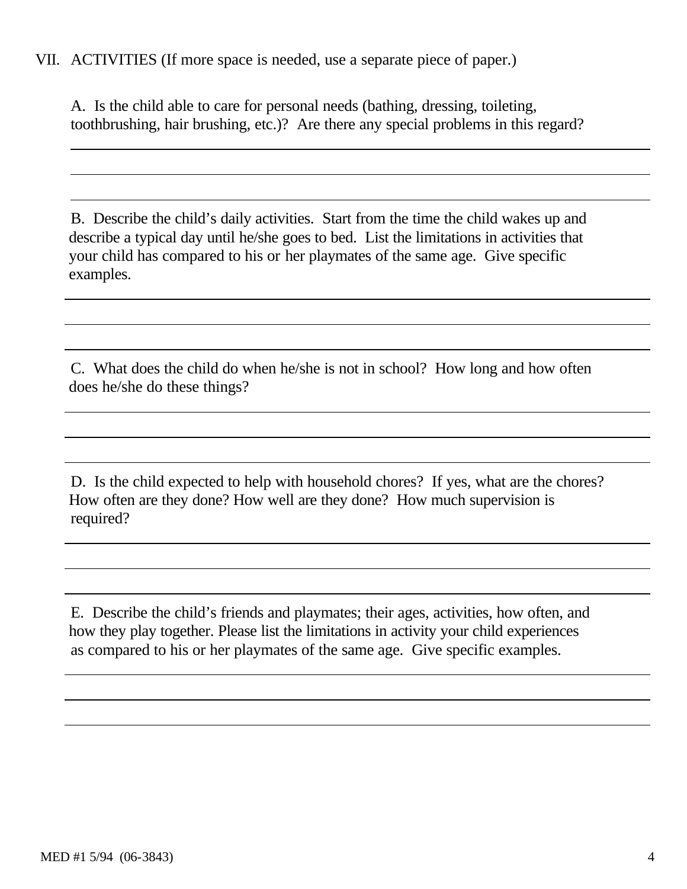## VII. ACTIVITIES (If more space is needed, use a separate piece of paper.)

A. Is the child able to care for personal needs (bathing, dressing, toileting, toothbrushing, hair brushing, etc.)? Are there any special problems in this regard?

\_\_\_\_\_\_\_\_\_\_\_\_\_\_\_\_\_\_\_\_\_\_\_\_\_\_\_\_\_\_\_\_\_\_\_\_\_\_\_\_\_\_\_\_\_\_\_\_\_\_\_\_\_\_\_\_\_\_\_\_

\_\_\_\_\_\_\_\_\_\_\_\_\_\_\_\_\_\_\_\_\_\_\_\_\_\_\_\_\_\_\_\_\_\_\_\_\_\_\_\_\_\_\_\_\_\_\_\_\_\_\_\_\_\_\_\_\_\_\_\_

\_\_\_\_\_\_\_\_\_\_\_\_\_\_\_\_\_\_\_\_\_\_\_\_\_\_\_\_\_\_\_\_\_\_\_\_\_\_\_\_\_\_\_\_\_\_\_\_\_\_\_\_\_\_\_\_\_\_\_\_

B. Describe the child's daily activities. Start from the time the child wakes up and describe a typical day until he/she goes to bed. List the limitations in activities that your child has compared to his or her playmates of the same age. Give specific examples.

\_\_\_\_\_\_\_\_\_\_\_\_\_\_\_\_\_\_\_\_\_\_\_\_\_\_\_\_\_\_\_\_\_\_\_\_\_\_\_\_\_\_\_\_\_\_\_\_\_\_\_\_\_\_\_\_\_\_\_\_

\_\_\_\_\_\_\_\_\_\_\_\_\_\_\_\_\_\_\_\_\_\_\_\_\_\_\_\_\_\_\_\_\_\_\_\_\_\_\_\_\_\_\_\_\_\_\_\_\_\_\_\_\_\_\_\_\_\_\_\_

\_\_\_\_\_\_\_\_\_\_\_\_\_\_\_\_\_\_\_\_\_\_\_\_\_\_\_\_\_\_\_\_\_\_\_\_\_\_\_\_\_\_\_\_\_\_\_\_\_\_\_\_\_\_\_\_\_\_\_\_

C. What does the child do when he/she is not in school? How long and how often does he/she do these things?

\_\_\_\_\_\_\_\_\_\_\_\_\_\_\_\_\_\_\_\_\_\_\_\_\_\_\_\_\_\_\_\_\_\_\_\_\_\_\_\_\_\_\_\_\_\_\_\_\_\_\_\_\_\_\_\_\_\_\_\_

\_\_\_\_\_\_\_\_\_\_\_\_\_\_\_\_\_\_\_\_\_\_\_\_\_\_\_\_\_\_\_\_\_\_\_\_\_\_\_\_\_\_\_\_\_\_\_\_\_\_\_\_\_\_\_\_\_\_\_\_

\_\_\_\_\_\_\_\_\_\_\_\_\_\_\_\_\_\_\_\_\_\_\_\_\_\_\_\_\_\_\_\_\_\_\_\_\_\_\_\_\_\_\_\_\_\_\_\_\_\_\_\_\_\_\_\_\_\_\_\_

D. Is the child expected to help with household chores? If yes, what are the chores? How often are they done? How well are they done? How much supervision is required?

\_\_\_\_\_\_\_\_\_\_\_\_\_\_\_\_\_\_\_\_\_\_\_\_\_\_\_\_\_\_\_\_\_\_\_\_\_\_\_\_\_\_\_\_\_\_\_\_\_\_\_\_\_\_\_\_\_\_\_\_

\_\_\_\_\_\_\_\_\_\_\_\_\_\_\_\_\_\_\_\_\_\_\_\_\_\_\_\_\_\_\_\_\_\_\_\_\_\_\_\_\_\_\_\_\_\_\_\_\_\_\_\_\_\_\_\_\_\_\_\_

\_\_\_\_\_\_\_\_\_\_\_\_\_\_\_\_\_\_\_\_\_\_\_\_\_\_\_\_\_\_\_\_\_\_\_\_\_\_\_\_\_\_\_\_\_\_\_\_\_\_\_\_\_\_\_\_\_\_\_\_

E. Describe the child's friends and playmates; their ages, activities, how often, and how they play together. Please list the limitations in activity your child experiences as compared to his or her playmates of the same age. Give specific examples.

\_\_\_\_\_\_\_\_\_\_\_\_\_\_\_\_\_\_\_\_\_\_\_\_\_\_\_\_\_\_\_\_\_\_\_\_\_\_\_\_\_\_\_\_\_\_\_\_\_\_\_\_\_\_\_\_\_\_\_\_

\_\_\_\_\_\_\_\_\_\_\_\_\_\_\_\_\_\_\_\_\_\_\_\_\_\_\_\_\_\_\_\_\_\_\_\_\_\_\_\_\_\_\_\_\_\_\_\_\_\_\_\_\_\_\_\_\_\_\_\_

\_\_\_\_\_\_\_\_\_\_\_\_\_\_\_\_\_\_\_\_\_\_\_\_\_\_\_\_\_\_\_\_\_\_\_\_\_\_\_\_\_\_\_\_\_\_\_\_\_\_\_\_\_\_\_\_\_\_\_\_

MED #1 5/94 (06-3843)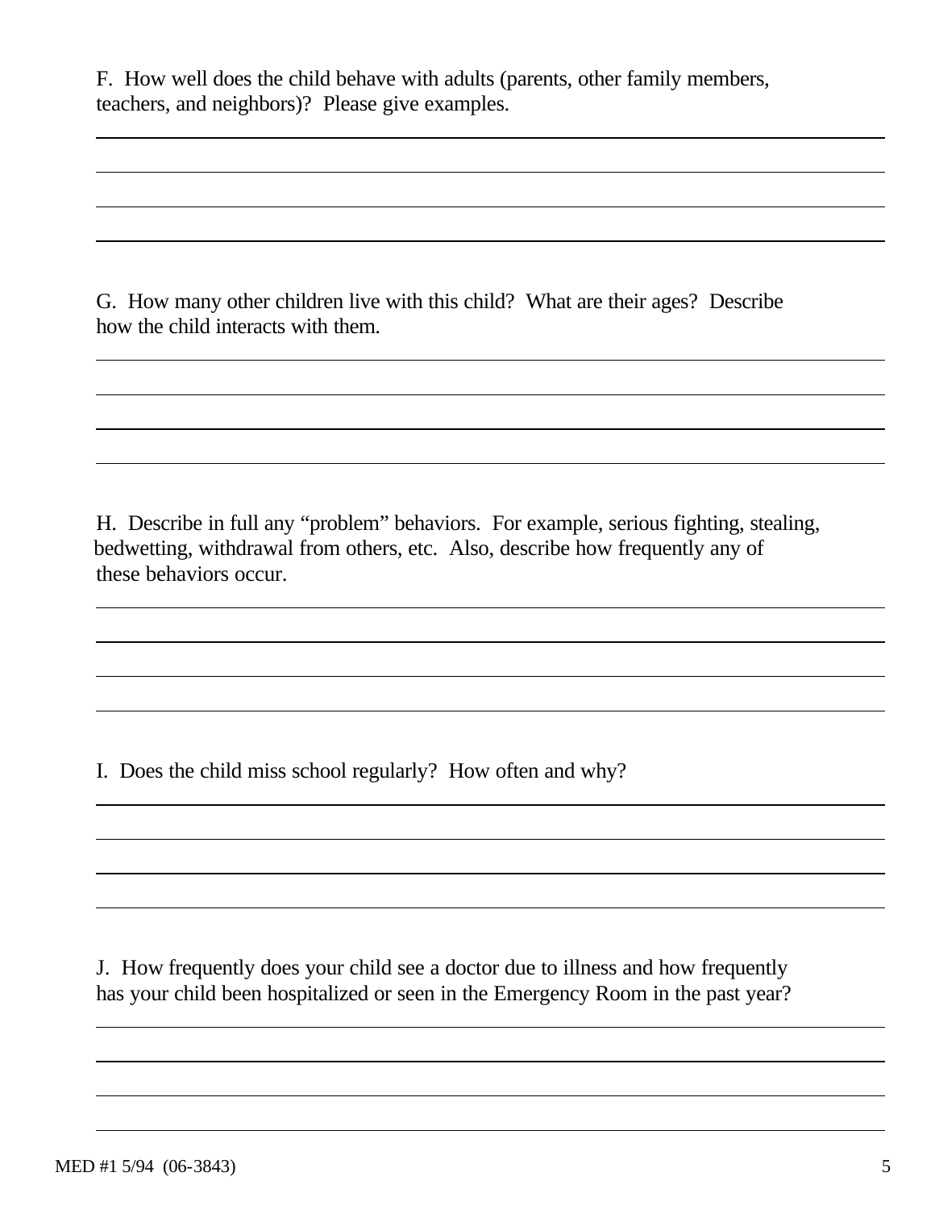F. How well does the child behave with adults (parents, other family members, teachers, and neighbors)? Please give examples.

______________________________________________________________________

______________________________________________________________________

______________________________________________________________________

______________________________________________________________________

G. How many other children live with this child? What are their ages? Describe how the child interacts with them.

______________________________________________________________________

______________________________________________________________________

______________________________________________________________________

______________________________________________________________________

H. Describe in full any “problem” behaviors. For example, serious fighting, stealing, bedwetting, withdrawal from others, etc. Also, describe how frequently any of these behaviors occur.

______________________________________________________________________

______________________________________________________________________

______________________________________________________________________

______________________________________________________________________

I. Does the child miss school regularly? How often and why?

______________________________________________________________________

______________________________________________________________________

______________________________________________________________________

______________________________________________________________________

J. How frequently does your child see a doctor due to illness and how frequently has your child been hospitalized or seen in the Emergency Room in the past year?

______________________________________________________________________

______________________________________________________________________

______________________________________________________________________

______________________________________________________________________

MED #1 5/94 (06-3843)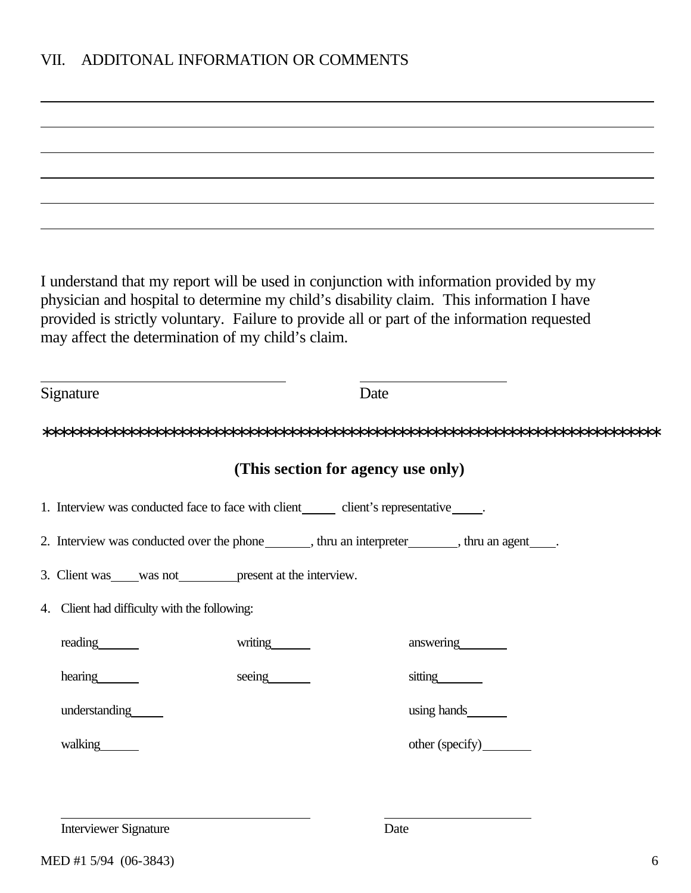## VII. ADDITONAL INFORMATION OR COMMENTS

______________________________________________________________________________

______________________________________________________________________________

______________________________________________________________________________

______________________________________________________________________________

______________________________________________________________________________

______________________________________________________________________________

I understand that my report will be used in conjunction with information provided by my physician and hospital to determine my child's disability claim. This information I have provided is strictly voluntary. Failure to provide all or part of the information requested may affect the determination of my child's claim.

_________________________________ ____________________

Signature Date

***************************************************************************

**(This section for agency use only)**

1. Interview was conducted face to face with client_____ client's representative_____.

2. Interview was conducted over the phone_______, thru an interpreter________, thru an agent____.

3. Client was____was not_________present at the interview.

4. Client had difficulty with the following:

reading______ writing______ answering_______

hearing______ seeing______ sitting_______

understanding_____ using hands______

walking______ other (specify)________

_________________________________ ____________________

Interviewer Signature Date

MED #1 5/94 (06-3843)